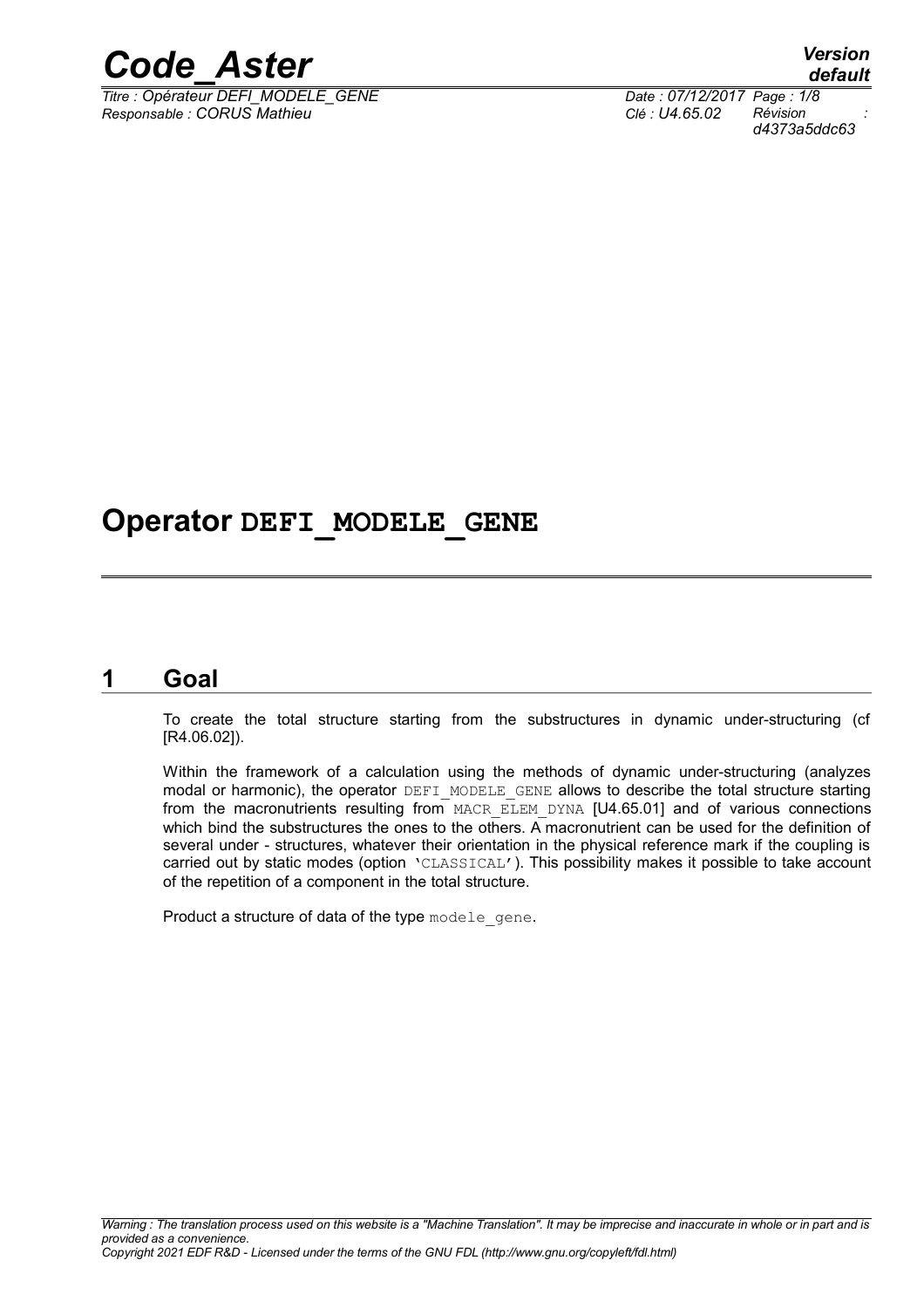# Operator DEFI_MODELE_GENE

## 1 Goal

To create the total structure starting from the substructures in dynamic under-structuring (cf [R4.06.02]).

Within the framework of a calculation using the methods of dynamic under-structuring (analyzes modal or harmonic), the operator DEFI_MODELE_GENE allows to describe the total structure starting from the macronutrients resulting from MACR_ELEM_DYNA [U4.65.01] and of various connections which bind the substructures the ones to the others. A macronutrient can be used for the definition of several under - structures, whatever their orientation in the physical reference mark if the coupling is carried out by static modes (option 'CLASSICAL'). This possibility makes it possible to take account of the repetition of a component in the total structure.

Product a structure of data of the type modele_gene.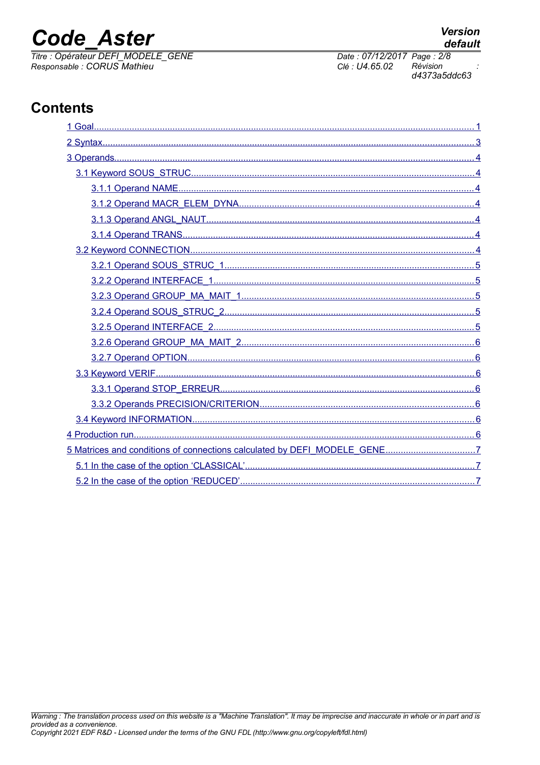# Contents

1 Goal........................................................................................................................................... 1

2 Syntax........................................................................................................................................ 3

3 Operands.................................................................................................................................... 4

3.1 Keyword SOUS_STRUC........................................................................................................ 4

3.1.1 Operand NAME.............................................................................................................. 4

3.1.2 Operand MACR_ELEM_DYNA....................................................................................... 4

3.1.3 Operand ANGL_NAUT.................................................................................................... 4

3.1.4 Operand TRANS............................................................................................................ 4

3.2 Keyword CONNECTION........................................................................................................ 4

3.2.1 Operand SOUS_STRUC_1............................................................................................. 5

3.2.2 Operand INTERFACE_1................................................................................................. 5

3.2.3 Operand GROUP_MA_MAIT_1...................................................................................... 5

3.2.4 Operand SOUS_STRUC_2............................................................................................. 5

3.2.5 Operand INTERFACE_2................................................................................................. 5

3.2.6 Operand GROUP_MA_MAIT_2...................................................................................... 6

3.2.7 Operand OPTION........................................................................................................... 6

3.3 Keyword VERIF...................................................................................................................... 6

3.3.1 Operand STOP_ERREUR............................................................................................... 6

3.3.2 Operands PRECISION/CRITERION................................................................................ 6

3.4 Keyword INFORMATION........................................................................................................ 6

4 Production run............................................................................................................................. 6

5 Matrices and conditions of connections calculated by DEFI_MODELE_GENE................................... 7

5.1 In the case of the option 'CLASSICAL'.................................................................................... 7

5.2 In the case of the option 'REDUCED'...................................................................................... 7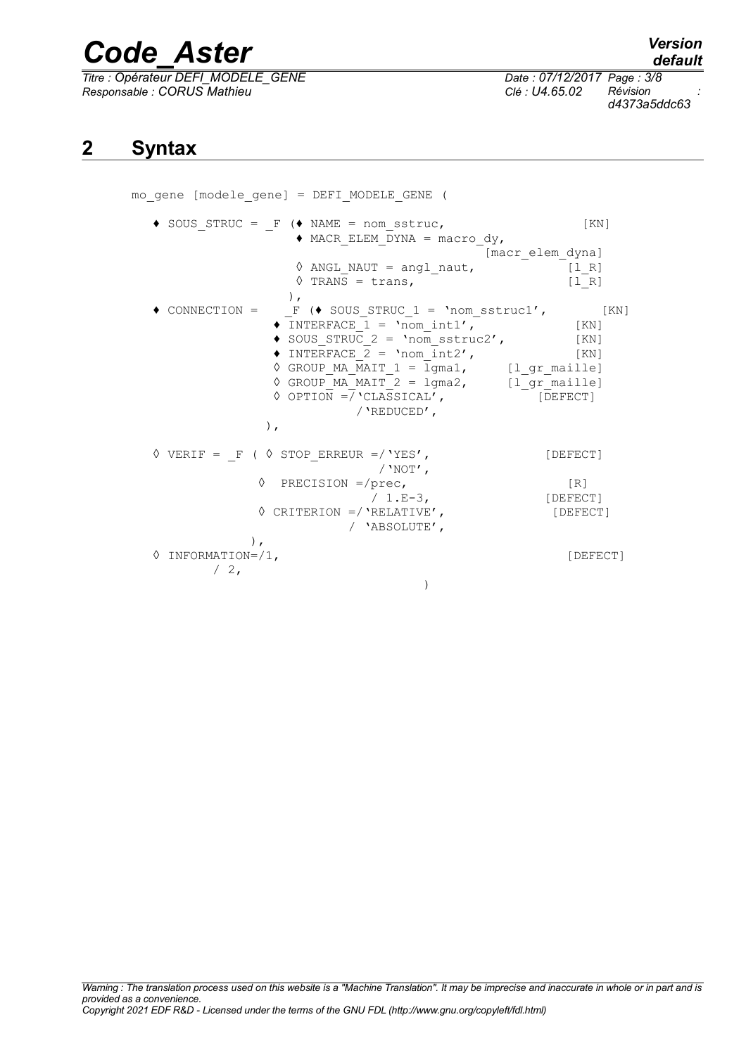## 2 Syntax

```
mo_gene [modele_gene] = DEFI_MODELE_GENE (

   ♦ SOUS_STRUC = _F (♦ NAME = nom_sstruc,                   [KN]
                    ♦ MACR_ELEM_DYNA = macro_dy,
                                              [macr_elem_dyna]
                    ◊ ANGL_NAUT = angl_naut,             [l_R]
                    ◊ TRANS = trans,                     [l_R]
                   ),
   ♦ CONNECTION =    _F (♦ SOUS_STRUC_1 = 'nom_sstruc1',        [KN]
                 ♦ INTERFACE_1 = 'nom_int1',             [KN]
                 ♦ SOUS_STRUC_2 = 'nom_sstruc2',         [KN]
                 ♦ INTERFACE_2 = 'nom_int2',             [KN]
                 ◊ GROUP_MA_MAIT_1 = lgma1,      [l_gr_maille]
                 ◊ GROUP_MA_MAIT_2 = lgma2,      [l_gr_maille]
                 ◊ OPTION =/'CLASSICAL',           [DEFECT]
                          /'REDUCED',
               ),

   ◊ VERIF = _F ( ◊ STOP_ERREUR =/'YES',              [DEFECT]
                              /'NOT',
              ◊  PRECISION =/prec,                    [R]
                            / 1.E-3,               [DEFECT]
              ◊ CRITERION =/'RELATIVE',              [DEFECT]
                          / 'ABSOLUTE',
             ),
   ◊ INFORMATION=/1,                                   [DEFECT]
          / 2,
                                   )
```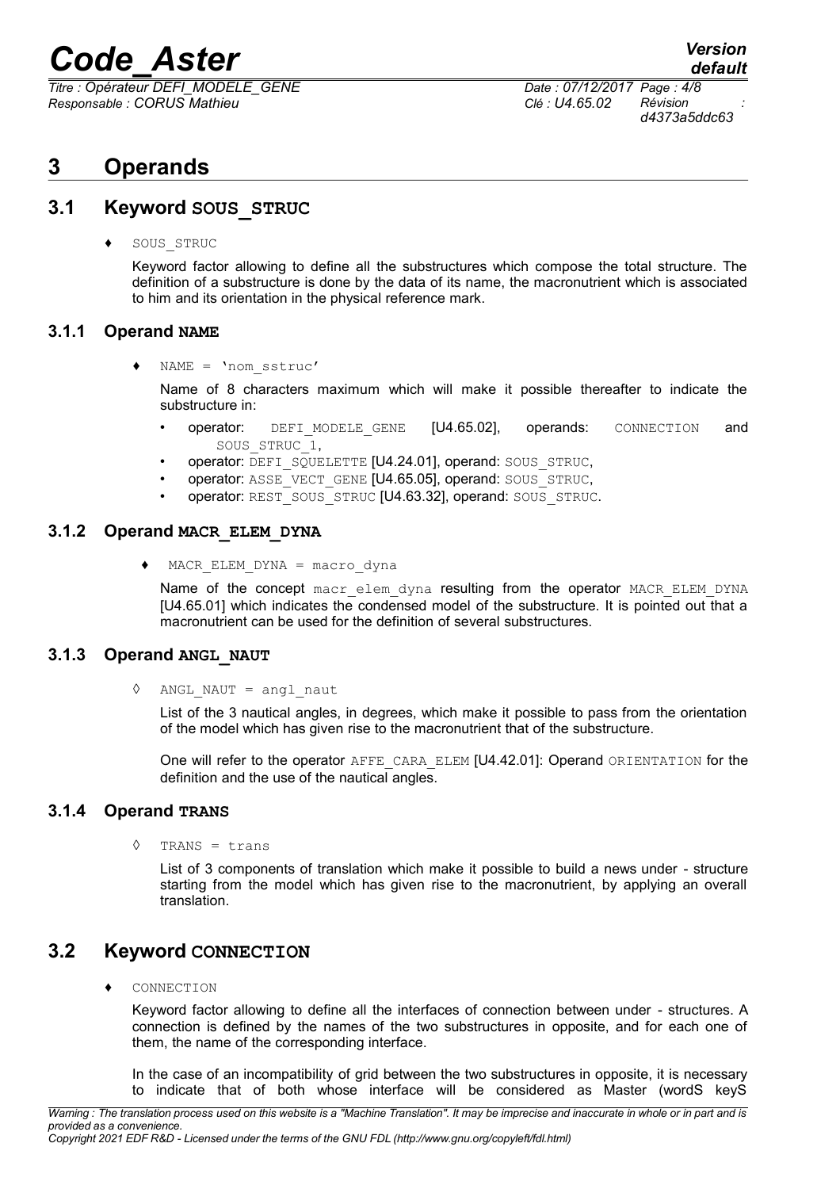# 3 Operands

## 3.1 Keyword SOUS_STRUC

♦ SOUS_STRUC

Keyword factor allowing to define all the substructures which compose the total structure. The definition of a substructure is done by the data of its name, the macronutrient which is associated to him and its orientation in the physical reference mark.

### 3.1.1 Operand NAME

♦ NAME = 'nom_sstruc'

Name of 8 characters maximum which will make it possible thereafter to indicate the substructure in:

- operator: DEFI_MODELE_GENE [U4.65.02], operands: CONNECTION and SOUS_STRUC_1,
- operator: DEFI_SQUELETTE [U4.24.01], operand: SOUS_STRUC,
- operator: ASSE_VECT_GENE [U4.65.05], operand: SOUS_STRUC,
- operator: REST_SOUS_STRUC [U4.63.32], operand: SOUS_STRUC.

### 3.1.2 Operand MACR_ELEM_DYNA

♦ MACR_ELEM_DYNA = macro_dyna

Name of the concept macr_elem_dyna resulting from the operator MACR_ELEM_DYNA [U4.65.01] which indicates the condensed model of the substructure. It is pointed out that a macronutrient can be used for the definition of several substructures.

### 3.1.3 Operand ANGL_NAUT

◊ ANGL_NAUT = angl_naut

List of the 3 nautical angles, in degrees, which make it possible to pass from the orientation of the model which has given rise to the macronutrient that of the substructure.

One will refer to the operator AFFE_CARA_ELEM [U4.42.01]: Operand ORIENTATION for the definition and the use of the nautical angles.

### 3.1.4 Operand TRANS

◊ TRANS = trans

List of 3 components of translation which make it possible to build a news under - structure starting from the model which has given rise to the macronutrient, by applying an overall translation.

## 3.2 Keyword CONNECTION

♦ CONNECTION

Keyword factor allowing to define all the interfaces of connection between under - structures. A connection is defined by the names of the two substructures in opposite, and for each one of them, the name of the corresponding interface.

In the case of an incompatibility of grid between the two substructures in opposite, it is necessary to indicate that of both whose interface will be considered as Master (wordS keyS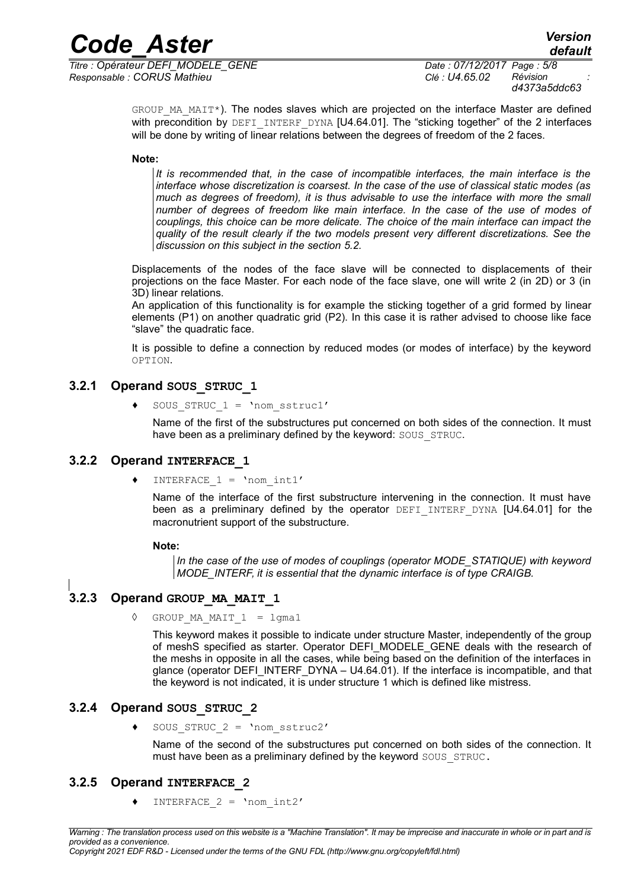GROUP_MA_MAIT*). The nodes slaves which are projected on the interface Master are defined with precondition by DEFI_INTERF_DYNA [U4.64.01]. The "sticking together" of the 2 interfaces will be done by writing of linear relations between the degrees of freedom of the 2 faces.

**Note:**

> *It is recommended that, in the case of incompatible interfaces, the main interface is the interface whose discretization is coarsest. In the case of the use of classical static modes (as much as degrees of freedom), it is thus advisable to use the interface with more the small number of degrees of freedom like main interface. In the case of the use of modes of couplings, this choice can be more delicate. The choice of the main interface can impact the quality of the result clearly if the two models present very different discretizations. See the discussion on this subject in the section 5.2.*

Displacements of the nodes of the face slave will be connected to displacements of their projections on the face Master. For each node of the face slave, one will write 2 (in 2D) or 3 (in 3D) linear relations.

An application of this functionality is for example the sticking together of a grid formed by linear elements (P1) on another quadratic grid (P2). In this case it is rather advised to choose like face "slave" the quadratic face.

It is possible to define a connection by reduced modes (or modes of interface) by the keyword OPTION.

### 3.2.1 Operand SOUS_STRUC_1

♦ SOUS_STRUC_1 = 'nom_sstruc1'

Name of the first of the substructures put concerned on both sides of the connection. It must have been as a preliminary defined by the keyword: SOUS_STRUC.

### 3.2.2 Operand INTERFACE_1

♦ INTERFACE_1 = 'nom_int1'

Name of the interface of the first substructure intervening in the connection. It must have been as a preliminary defined by the operator DEFI_INTERF_DYNA [U4.64.01] for the macronutrient support of the substructure.

**Note:**

> *In the case of the use of modes of couplings (operator MODE_STATIQUE) with keyword MODE_INTERF, it is essential that the dynamic interface is of type CRAIGB.*

### 3.2.3 Operand GROUP_MA_MAIT_1

◊ GROUP_MA_MAIT_1 = lgma1

This keyword makes it possible to indicate under structure Master, independently of the group of meshS specified as starter. Operator DEFI_MODELE_GENE deals with the research of the meshs in opposite in all the cases, while being based on the definition of the interfaces in glance (operator DEFI_INTERF_DYNA – U4.64.01). If the interface is incompatible, and that the keyword is not indicated, it is under structure 1 which is defined like mistress.

### 3.2.4 Operand SOUS_STRUC_2

♦ SOUS_STRUC_2 = 'nom_sstruc2'

Name of the second of the substructures put concerned on both sides of the connection. It must have been as a preliminary defined by the keyword SOUS_STRUC.

### 3.2.5 Operand INTERFACE_2

♦ INTERFACE_2 = 'nom_int2'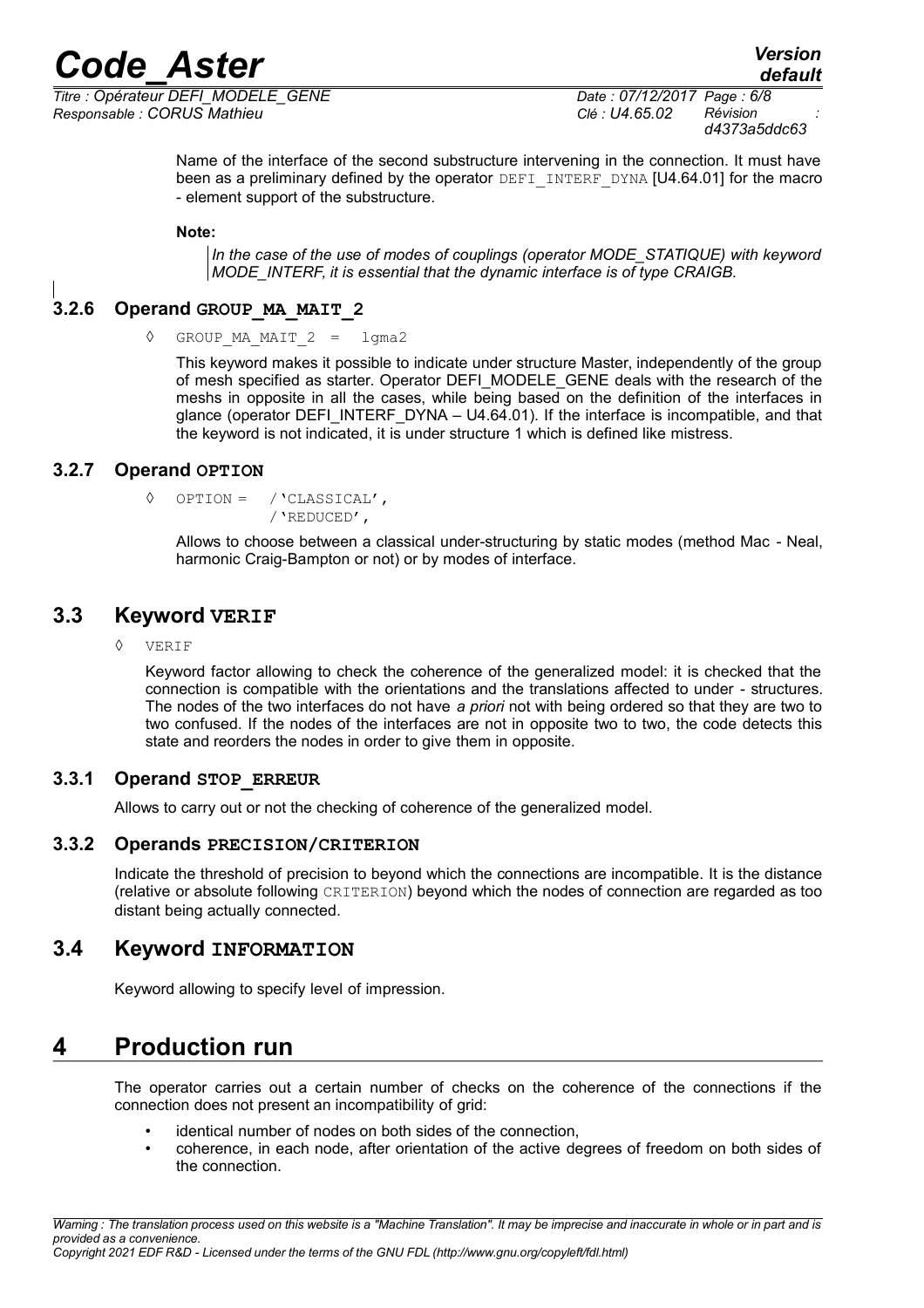Name of the interface of the second substructure intervening in the connection. It must have been as a preliminary defined by the operator DEFI_INTERF_DYNA [U4.64.01] for the macro - element support of the substructure.

**Note:**

*In the case of the use of modes of couplings (operator MODE_STATIQUE) with keyword MODE_INTERF, it is essential that the dynamic interface is of type CRAIGB.*

### 3.2.6 Operand GROUP_MA_MAIT_2

◊ GROUP_MA_MAIT_2 = lgma2

This keyword makes it possible to indicate under structure Master, independently of the group of mesh specified as starter. Operator DEFI_MODELE_GENE deals with the research of the meshs in opposite in all the cases, while being based on the definition of the interfaces in glance (operator DEFI_INTERF_DYNA – U4.64.01). If the interface is incompatible, and that the keyword is not indicated, it is under structure 1 which is defined like mistress.

### 3.2.7 Operand OPTION

```
◊ OPTION = /'CLASSICAL',
           /'REDUCED',
```

Allows to choose between a classical under-structuring by static modes (method Mac - Neal, harmonic Craig-Bampton or not) or by modes of interface.

## 3.3 Keyword VERIF

◊ VERIF

Keyword factor allowing to check the coherence of the generalized model: it is checked that the connection is compatible with the orientations and the translations affected to under - structures. The nodes of the two interfaces do not have *a priori* not with being ordered so that they are two to two confused. If the nodes of the interfaces are not in opposite two to two, the code detects this state and reorders the nodes in order to give them in opposite.

### 3.3.1 Operand STOP_ERREUR

Allows to carry out or not the checking of coherence of the generalized model.

### 3.3.2 Operands PRECISION/CRITERION

Indicate the threshold of precision to beyond which the connections are incompatible. It is the distance (relative or absolute following CRITERION) beyond which the nodes of connection are regarded as too distant being actually connected.

## 3.4 Keyword INFORMATION

Keyword allowing to specify level of impression.

# 4 Production run

The operator carries out a certain number of checks on the coherence of the connections if the connection does not present an incompatibility of grid:

- identical number of nodes on both sides of the connection,
- coherence, in each node, after orientation of the active degrees of freedom on both sides of the connection.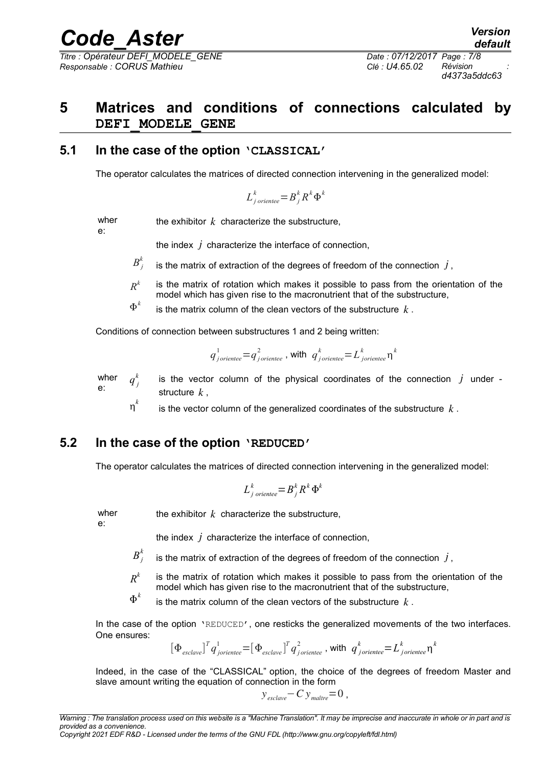# 5 Matrices and conditions of connections calculated by DEFI_MODELE_GENE

## 5.1 In the case of the option 'CLASSICAL'

The operator calculates the matrices of directed connection intervening in the generalized model:

$$L^k_{j\,orientee} = B^k_j R^k \Phi^k$$

where: the exhibitor $k$ characterize the substructure,

the index $j$ characterize the interface of connection,

$B^k_j$ is the matrix of extraction of the degrees of freedom of the connection $j$,

$R^k$ is the matrix of rotation which makes it possible to pass from the orientation of the model which has given rise to the macronutrient that of the substructure,

$\Phi^k$ is the matrix column of the clean vectors of the substructure $k$.

Conditions of connection between substructures 1 and 2 being written:

$$q^1_{j\,orientee} = q^2_{j\,orientee} \text{ , with } q^k_{j\,orientee} = L^k_{j\,orientee} \eta^k$$

where: $q^k_j$ is the vector column of the physical coordinates of the connection $j$ under - structure $k$,

$\eta^k$ is the vector column of the generalized coordinates of the substructure $k$.

## 5.2 In the case of the option 'REDUCED'

The operator calculates the matrices of directed connection intervening in the generalized model:

$$L^k_{j\,orientee} = B^k_j R^k \Phi^k$$

where: the exhibitor $k$ characterize the substructure,

the index $j$ characterize the interface of connection,

$B^k_j$ is the matrix of extraction of the degrees of freedom of the connection $j$,

$R^k$ is the matrix of rotation which makes it possible to pass from the orientation of the model which has given rise to the macronutrient that of the substructure,

$\Phi^k$ is the matrix column of the clean vectors of the substructure $k$.

In the case of the option 'REDUCED', one resticks the generalized movements of the two interfaces. One ensures:

$$[\Phi_{esclave}]^T q^1_{jorientee} = [\Phi_{esclave}]^T q^2_{jorientee} \text{ , with } q^k_{jorientee} = L^k_{jorientee} \eta^k$$

Indeed, in the case of the "CLASSICAL" option, the choice of the degrees of freedom Master and slave amount writing the equation of connection in the form

$$y_{esclave} - C\, y_{maître} = 0 \text{ ,}$$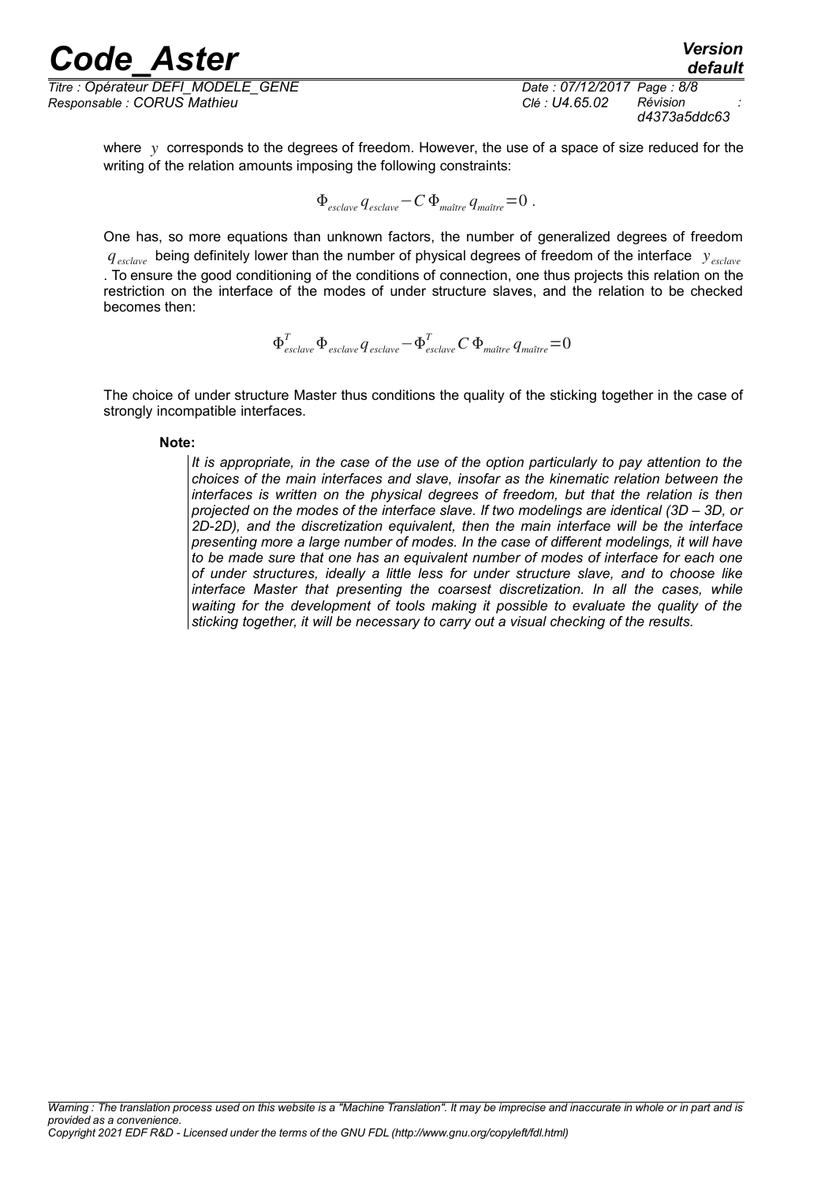where $y$ corresponds to the degrees of freedom. However, the use of a space of size reduced for the writing of the relation amounts imposing the following constraints:

$$\Phi_{esclave}\, q_{esclave} - C\, \Phi_{maître}\, q_{maître} = 0 \, .$$

One has, so more equations than unknown factors, the number of generalized degrees of freedom $q_{esclave}$ being definitely lower than the number of physical degrees of freedom of the interface $y_{esclave}$ . To ensure the good conditioning of the conditions of connection, one thus projects this relation on the restriction on the interface of the modes of under structure slaves, and the relation to be checked becomes then:

$$\Phi_{esclave}^{T}\, \Phi_{esclave}\, q_{esclave} - \Phi_{esclave}^{T}\, C\, \Phi_{maître}\, q_{maître} = 0$$

The choice of under structure Master thus conditions the quality of the sticking together in the case of strongly incompatible interfaces.

**Note:**

*It is appropriate, in the case of the use of the option particularly to pay attention to the choices of the main interfaces and slave, insofar as the kinematic relation between the interfaces is written on the physical degrees of freedom, but that the relation is then projected on the modes of the interface slave. If two modelings are identical (3D – 3D, or 2D-2D), and the discretization equivalent, then the main interface will be the interface presenting more a large number of modes. In the case of different modelings, it will have to be made sure that one has an equivalent number of modes of interface for each one of under structures, ideally a little less for under structure slave, and to choose like interface Master that presenting the coarsest discretization. In all the cases, while waiting for the development of tools making it possible to evaluate the quality of the sticking together, it will be necessary to carry out a visual checking of the results.*